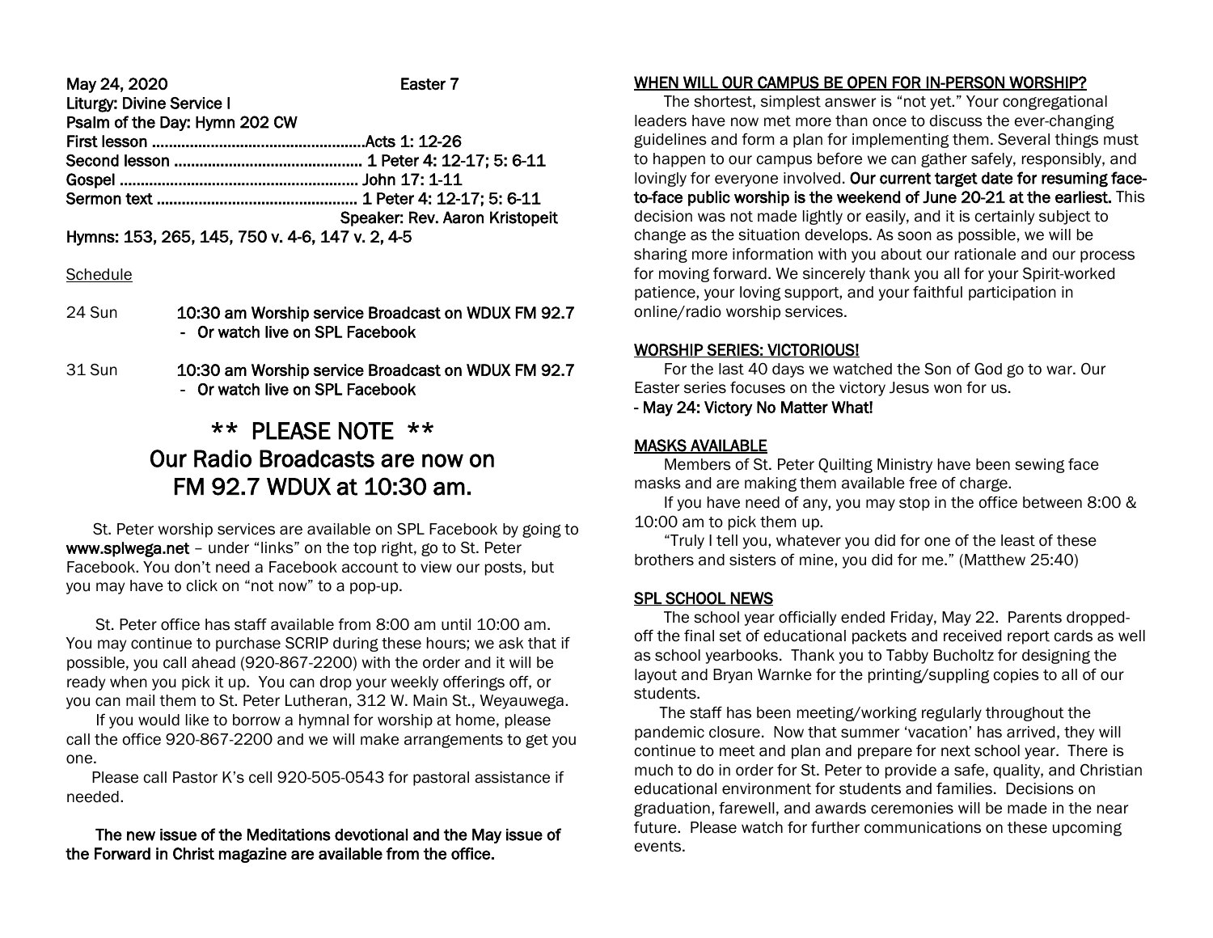May 24, 2020 Easter 7

Liturgy: Divine Service I

Psalm of the Day: Hymn 202 CW

First lesson ....................................................Acts 1: 12-26

Second lesson ............................................. 1 Peter 4: 12-17; 5: 6-11

Gospel .......................................................... John 17: 1-11

Sermon text ................................................ 1 Peter 4: 12-17; 5: 6-11

Speaker: Rev. Aaron Kristopeit

Hymns: 153, 265, 145, 750 v. 4-6, 147 v. 2, 4-5

Schedule

| | |
|---|---|
| 24 Sun | **10:30 am Worship service Broadcast on WDUX FM 92.7**<br>- Or watch live on SPL Facebook |
| 31 Sun | **10:30 am Worship service Broadcast on WDUX FM 92.7**<br>- Or watch live on SPL Facebook |

## ** PLEASE NOTE **
## Our Radio Broadcasts are now on FM 92.7 WDUX at 10:30 am.

St. Peter worship services are available on SPL Facebook by going to **www.splwega.net** – under "links" on the top right, go to St. Peter Facebook. You don't need a Facebook account to view our posts, but you may have to click on "not now" to a pop-up.

St. Peter office has staff available from 8:00 am until 10:00 am. You may continue to purchase SCRIP during these hours; we ask that if possible, you call ahead (920-867-2200) with the order and it will be ready when you pick it up. You can drop your weekly offerings off, or you can mail them to St. Peter Lutheran, 312 W. Main St., Weyauwega.

If you would like to borrow a hymnal for worship at home, please call the office 920-867-2200 and we will make arrangements to get you one.

Please call Pastor K's cell 920-505-0543 for pastoral assistance if needed.

**The new issue of the Meditations devotional and the May issue of the Forward in Christ magazine are available from the office.**

WHEN WILL OUR CAMPUS BE OPEN FOR IN-PERSON WORSHIP?

The shortest, simplest answer is "not yet." Your congregational leaders have now met more than once to discuss the ever-changing guidelines and form a plan for implementing them. Several things must to happen to our campus before we can gather safely, responsibly, and lovingly for everyone involved. **Our current target date for resuming face-to-face public worship is the weekend of June 20-21 at the earliest.** This decision was not made lightly or easily, and it is certainly subject to change as the situation develops. As soon as possible, we will be sharing more information with you about our rationale and our process for moving forward. We sincerely thank you all for your Spirit-worked patience, your loving support, and your faithful participation in online/radio worship services.

WORSHIP SERIES: VICTORIOUS!

For the last 40 days we watched the Son of God go to war. Our Easter series focuses on the victory Jesus won for us.

- **May 24: Victory No Matter What!**

MASKS AVAILABLE

Members of St. Peter Quilting Ministry have been sewing face masks and are making them available free of charge.

If you have need of any, you may stop in the office between 8:00 & 10:00 am to pick them up.

"Truly I tell you, whatever you did for one of the least of these brothers and sisters of mine, you did for me." (Matthew 25:40)

SPL SCHOOL NEWS

The school year officially ended Friday, May 22. Parents dropped-off the final set of educational packets and received report cards as well as school yearbooks. Thank you to Tabby Bucholtz for designing the layout and Bryan Warnke for the printing/suppling copies to all of our students.

The staff has been meeting/working regularly throughout the pandemic closure. Now that summer 'vacation' has arrived, they will continue to meet and plan and prepare for next school year. There is much to do in order for St. Peter to provide a safe, quality, and Christian educational environment for students and families. Decisions on graduation, farewell, and awards ceremonies will be made in the near future. Please watch for further communications on these upcoming events.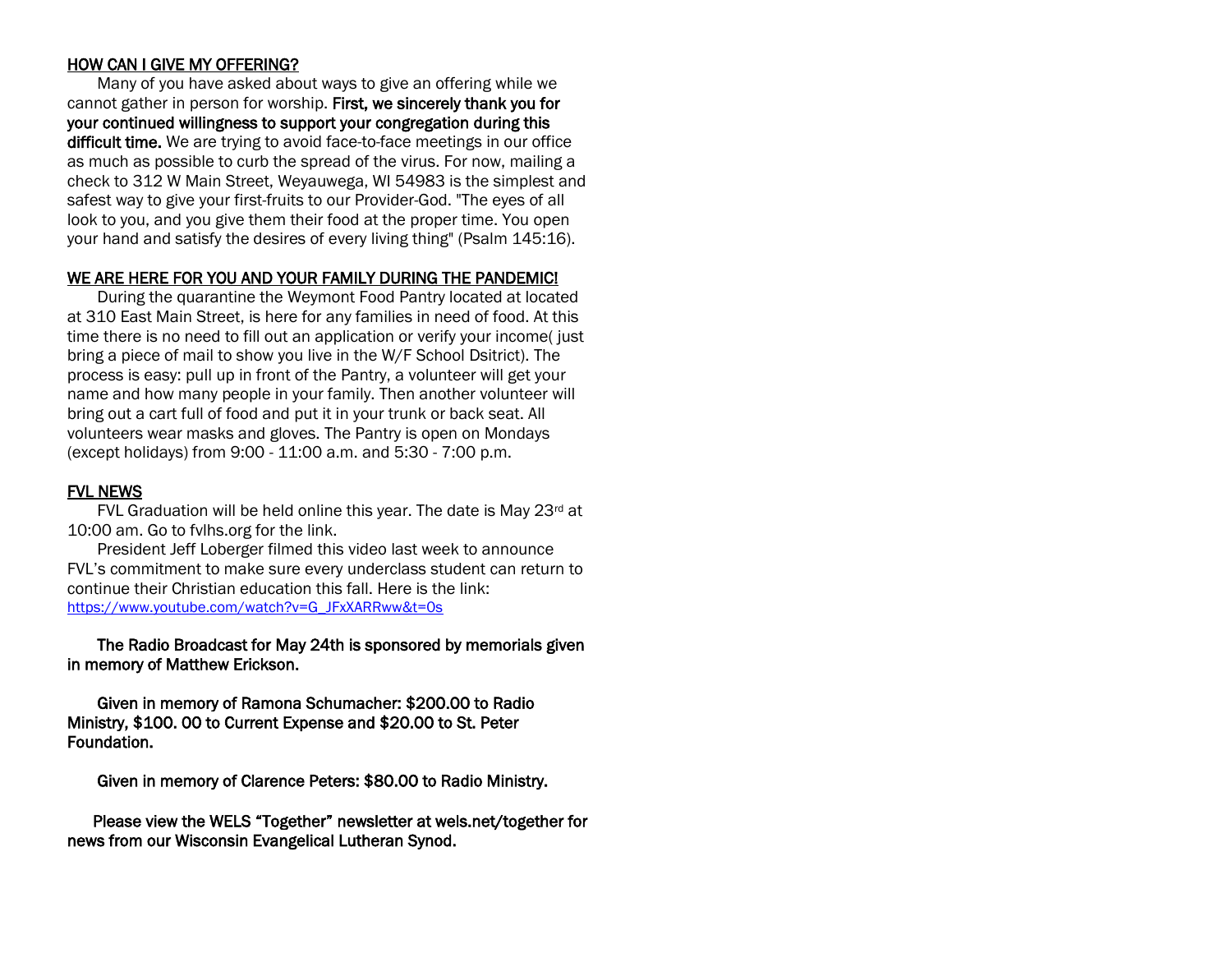## HOW CAN I GIVE MY OFFERING?

Many of you have asked about ways to give an offering while we cannot gather in person for worship. **First, we sincerely thank you for your continued willingness to support your congregation during this difficult time.** We are trying to avoid face-to-face meetings in our office as much as possible to curb the spread of the virus. For now, mailing a check to 312 W Main Street, Weyauwega, WI 54983 is the simplest and safest way to give your first-fruits to our Provider-God. "The eyes of all look to you, and you give them their food at the proper time. You open your hand and satisfy the desires of every living thing" (Psalm 145:16).

## WE ARE HERE FOR YOU AND YOUR FAMILY DURING THE PANDEMIC!

During the quarantine the Weymont Food Pantry located at located at 310 East Main Street, is here for any families in need of food. At this time there is no need to fill out an application or verify your income( just bring a piece of mail to show you live in the W/F School Dsitrict). The process is easy: pull up in front of the Pantry, a volunteer will get your name and how many people in your family. Then another volunteer will bring out a cart full of food and put it in your trunk or back seat. All volunteers wear masks and gloves. The Pantry is open on Mondays (except holidays) from 9:00 - 11:00 a.m. and 5:30 - 7:00 p.m.

## FVL NEWS

FVL Graduation will be held online this year. The date is May 23rd at 10:00 am. Go to fvlhs.org for the link.

President Jeff Loberger filmed this video last week to announce FVL's commitment to make sure every underclass student can return to continue their Christian education this fall. Here is the link: https://www.youtube.com/watch?v=G_JFxXARRww&t=0s

**The Radio Broadcast for May 24th is sponsored by memorials given in memory of Matthew Erickson.**

**Given in memory of Ramona Schumacher: $200.00 to Radio Ministry, $100. 00 to Current Expense and $20.00 to St. Peter Foundation.**

**Given in memory of Clarence Peters: $80.00 to Radio Ministry.**

**Please view the WELS "Together" newsletter at wels.net/together for news from our Wisconsin Evangelical Lutheran Synod.**